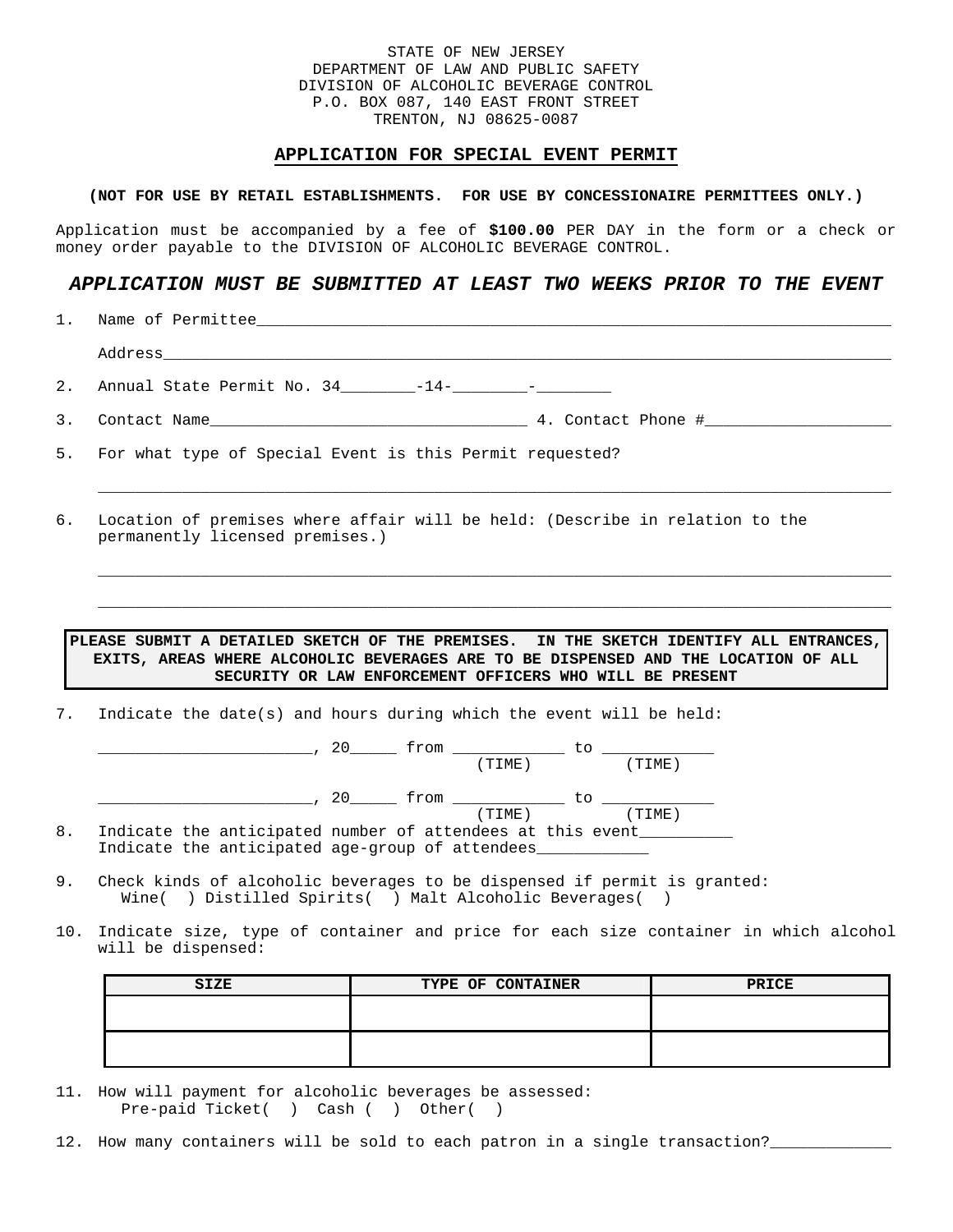STATE OF NEW JERSEY
DEPARTMENT OF LAW AND PUBLIC SAFETY
DIVISION OF ALCOHOLIC BEVERAGE CONTROL
P.O. BOX 087, 140 EAST FRONT STREET
TRENTON, NJ 08625-0087

## APPLICATION FOR SPECIAL EVENT PERMIT

**(NOT FOR USE BY RETAIL ESTABLISHMENTS. FOR USE BY CONCESSIONAIRE PERMITTEES ONLY.)**

Application must be accompanied by a fee of **$100.00** PER DAY in the form or a check or money order payable to the DIVISION OF ALCOHOLIC BEVERAGE CONTROL.

***APPLICATION MUST BE SUBMITTED AT LEAST TWO WEEKS PRIOR TO THE EVENT***

1. Name of Permittee___________________________________________________________________

   Address_______________________________________________________________________________

2. Annual State Permit No. 34________-14-________-________

3. Contact Name__________________________________ 4. Contact Phone #___________________

5. For what type of Special Event is this Permit requested?

   _______________________________________________________________________________________

6. Location of premises where affair will be held: (Describe in relation to the permanently licensed premises.)

   _______________________________________________________________________________________

   _______________________________________________________________________________________

**PLEASE SUBMIT A DETAILED SKETCH OF THE PREMISES. IN THE SKETCH IDENTIFY ALL ENTRANCES, EXITS, AREAS WHERE ALCOHOLIC BEVERAGES ARE TO BE DISPENSED AND THE LOCATION OF ALL SECURITY OR LAW ENFORCEMENT OFFICERS WHO WILL BE PRESENT**

7. Indicate the date(s) and hours during which the event will be held:

   _______________________, 20_____ from ____________ to ____________
   (TIME) (TIME)

   _______________________, 20_____ from ____________ to ____________
   (TIME) (TIME)

8. Indicate the anticipated number of attendees at this event__________
   Indicate the anticipated age-group of attendees____________

9. Check kinds of alcoholic beverages to be dispensed if permit is granted:
   Wine( ) Distilled Spirits( ) Malt Alcoholic Beverages( )

10. Indicate size, type of container and price for each size container in which alcohol will be dispensed:

| SIZE | TYPE OF CONTAINER | PRICE |
|---|---|---|
| | | |
| | | |

11. How will payment for alcoholic beverages be assessed:
    Pre-paid Ticket( ) Cash ( ) Other( )

12. How many containers will be sold to each patron in a single transaction?____________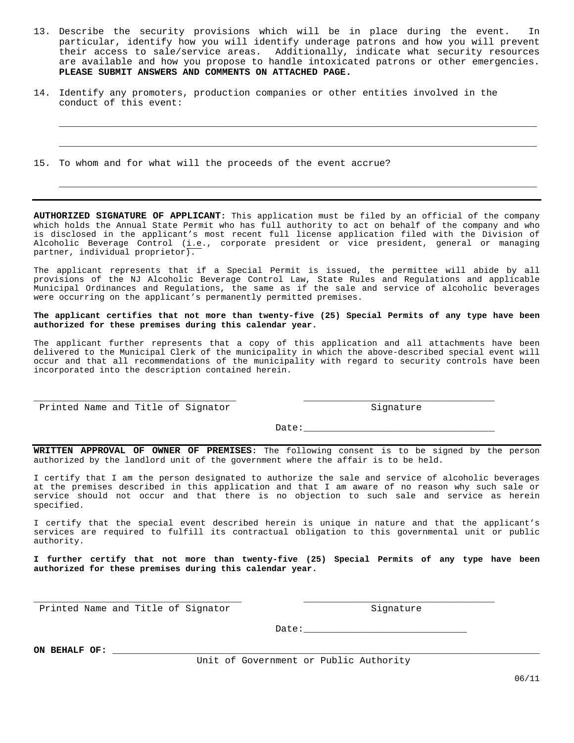13. Describe the security provisions which will be in place during the event. In particular, identify how you will identify underage patrons and how you will prevent their access to sale/service areas. Additionally, indicate what security resources are available and how you propose to handle intoxicated patrons or other emergencies. **PLEASE SUBMIT ANSWERS AND COMMENTS ON ATTACHED PAGE.**

14. Identify any promoters, production companies or other entities involved in the conduct of this event:

    ______________________________________________________________________________

    ______________________________________________________________________________

15. To whom and for what will the proceeds of the event accrue?

    ______________________________________________________________________________

---

**AUTHORIZED SIGNATURE OF APPLICANT:** This application must be filed by an official of the company which holds the Annual State Permit who has full authority to act on behalf of the company and who is disclosed in the applicant's most recent full license application filed with the Division of Alcoholic Beverage Control (i.e., corporate president or vice president, general or managing partner, individual proprietor).

The applicant represents that if a Special Permit is issued, the permittee will abide by all provisions of the NJ Alcoholic Beverage Control Law, State Rules and Regulations and applicable Municipal Ordinances and Regulations, the same as if the sale and service of alcoholic beverages were occurring on the applicant's permanently permitted premises.

**The applicant certifies that not more than twenty-five (25) Special Permits of any type have been authorized for these premises during this calendar year.**

The applicant further represents that a copy of this application and all attachments have been delivered to the Municipal Clerk of the municipality in which the above-described special event will occur and that all recommendations of the municipality with regard to security controls have been incorporated into the description contained herein.

____________________________________ ____________________________________
Printed Name and Title of Signator Signature

Date:________________________________

---

**WRITTEN APPROVAL OF OWNER OF PREMISES:** The following consent is to be signed by the person authorized by the landlord unit of the government where the affair is to be held.

I certify that I am the person designated to authorize the sale and service of alcoholic beverages at the premises described in this application and that I am aware of no reason why such sale or service should not occur and that there is no objection to such sale and service as herein specified.

I certify that the special event described herein is unique in nature and that the applicant's services are required to fulfill its contractual obligation to this governmental unit or public authority.

**I further certify that not more than twenty-five (25) Special Permits of any type have been authorized for these premises during this calendar year.**

____________________________________ ____________________________________
Printed Name and Title of Signator Signature

Date:____________________________

**ON BEHALF OF:** ____________________________________________________________
Unit of Government or Public Authority

06/11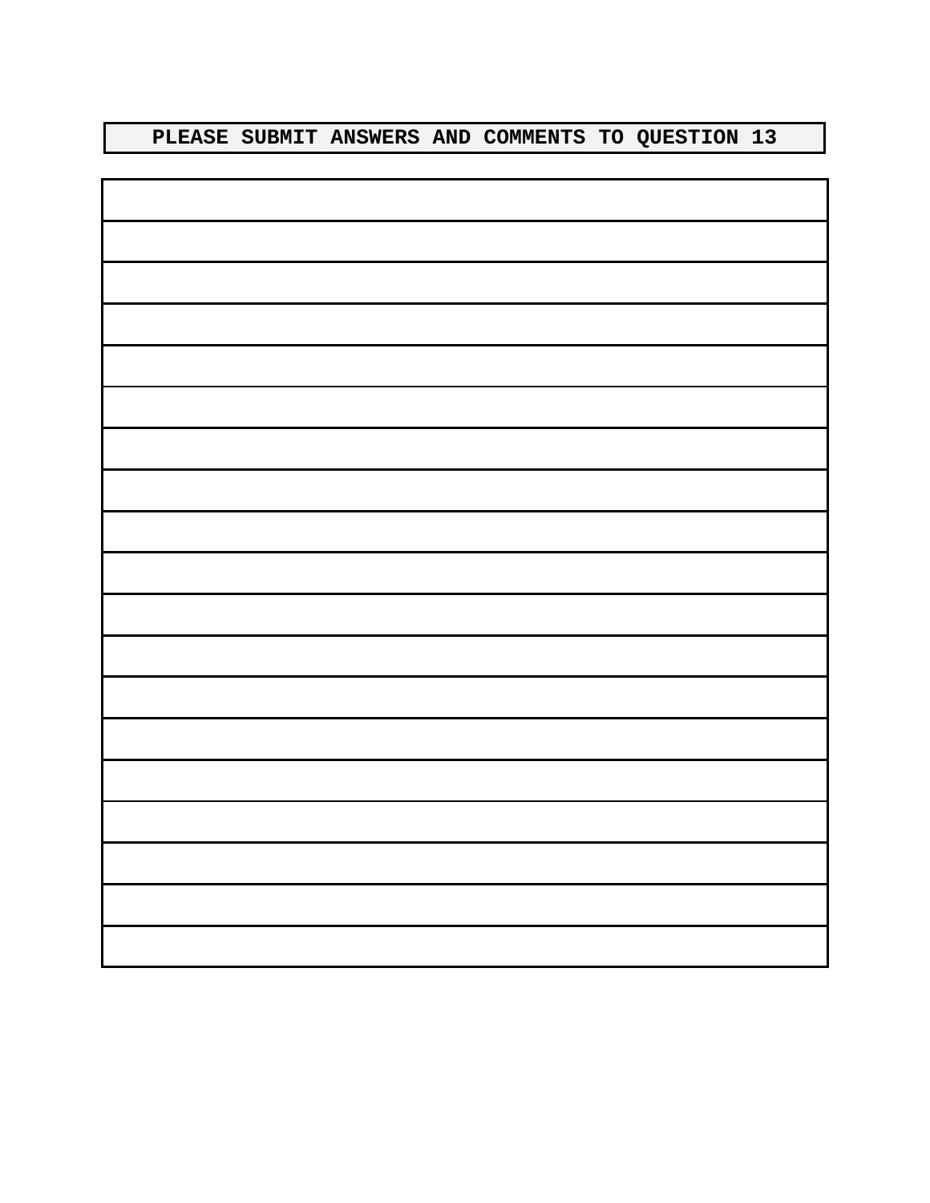**PLEASE SUBMIT ANSWERS AND COMMENTS TO QUESTION 13**

| |
|---|
| |
| |
| |
| |
| |
| |
| |
| |
| |
| |
| |
| |
| |
| |
| |
| |
| |